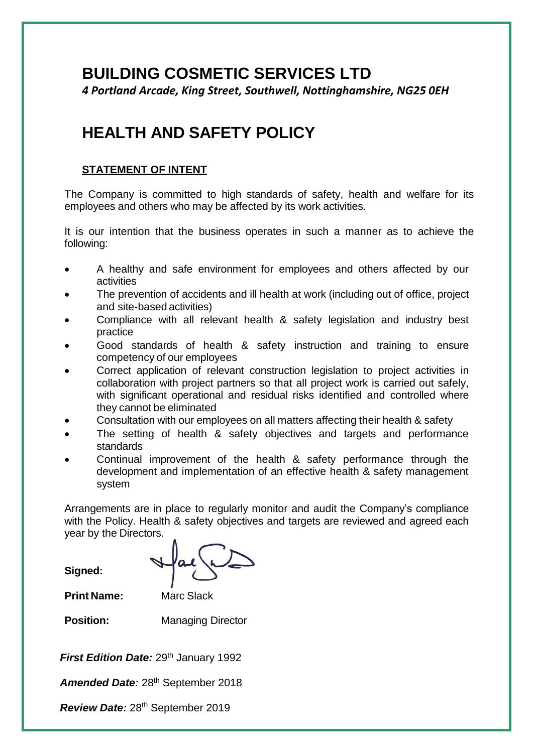# BUILDING COSMETIC SERVICES LTD

*4 Portland Arcade, King Street, Southwell, Nottinghamshire, NG25 0EH*

# HEALTH AND SAFETY POLICY

## STATEMENT OF INTENT

The Company is committed to high standards of safety, health and welfare for its employees and others who may be affected by its work activities.

It is our intention that the business operates in such a manner as to achieve the following:

- A healthy and safe environment for employees and others affected by our activities
- The prevention of accidents and ill health at work (including out of office, project and site-based activities)
- Compliance with all relevant health & safety legislation and industry best practice
- Good standards of health & safety instruction and training to ensure competency of our employees
- Correct application of relevant construction legislation to project activities in collaboration with project partners so that all project work is carried out safely, with significant operational and residual risks identified and controlled where they cannot be eliminated
- Consultation with our employees on all matters affecting their health & safety
- The setting of health & safety objectives and targets and performance standards
- Continual improvement of the health & safety performance through the development and implementation of an effective health & safety management system

Arrangements are in place to regularly monitor and audit the Company's compliance with the Policy. Health & safety objectives and targets are reviewed and agreed each year by the Directors.

**Signed:**

**Print Name:** Marc Slack

**Position:** Managing Director

***First Edition Date:*** 29th January 1992

***Amended Date:*** 28th September 2018

***Review Date:*** 28th September 2019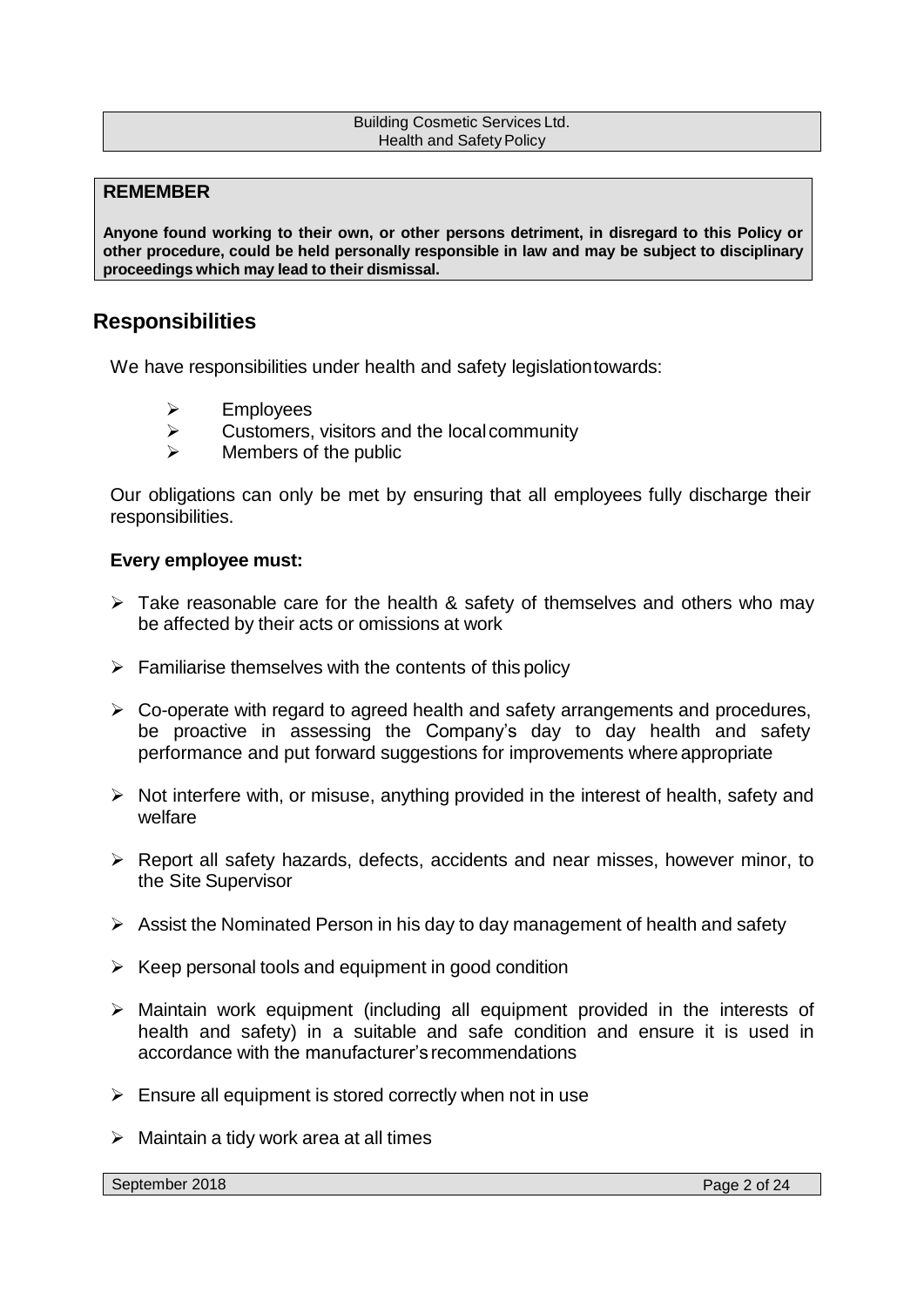**REMEMBER**

**Anyone found working to their own, or other persons detriment, in disregard to this Policy or other procedure, could be held personally responsible in law and may be subject to disciplinary proceedings which may lead to their dismissal.**

## Responsibilities

We have responsibilities under health and safety legislation towards:

- Employees
- Customers, visitors and the local community
- Members of the public

Our obligations can only be met by ensuring that all employees fully discharge their responsibilities.

**Every employee must:**

- Take reasonable care for the health & safety of themselves and others who may be affected by their acts or omissions at work
- Familiarise themselves with the contents of this policy
- Co-operate with regard to agreed health and safety arrangements and procedures, be proactive in assessing the Company's day to day health and safety performance and put forward suggestions for improvements where appropriate
- Not interfere with, or misuse, anything provided in the interest of health, safety and welfare
- Report all safety hazards, defects, accidents and near misses, however minor, to the Site Supervisor
- Assist the Nominated Person in his day to day management of health and safety
- Keep personal tools and equipment in good condition
- Maintain work equipment (including all equipment provided in the interests of health and safety) in a suitable and safe condition and ensure it is used in accordance with the manufacturer's recommendations
- Ensure all equipment is stored correctly when not in use
- Maintain a tidy work area at all times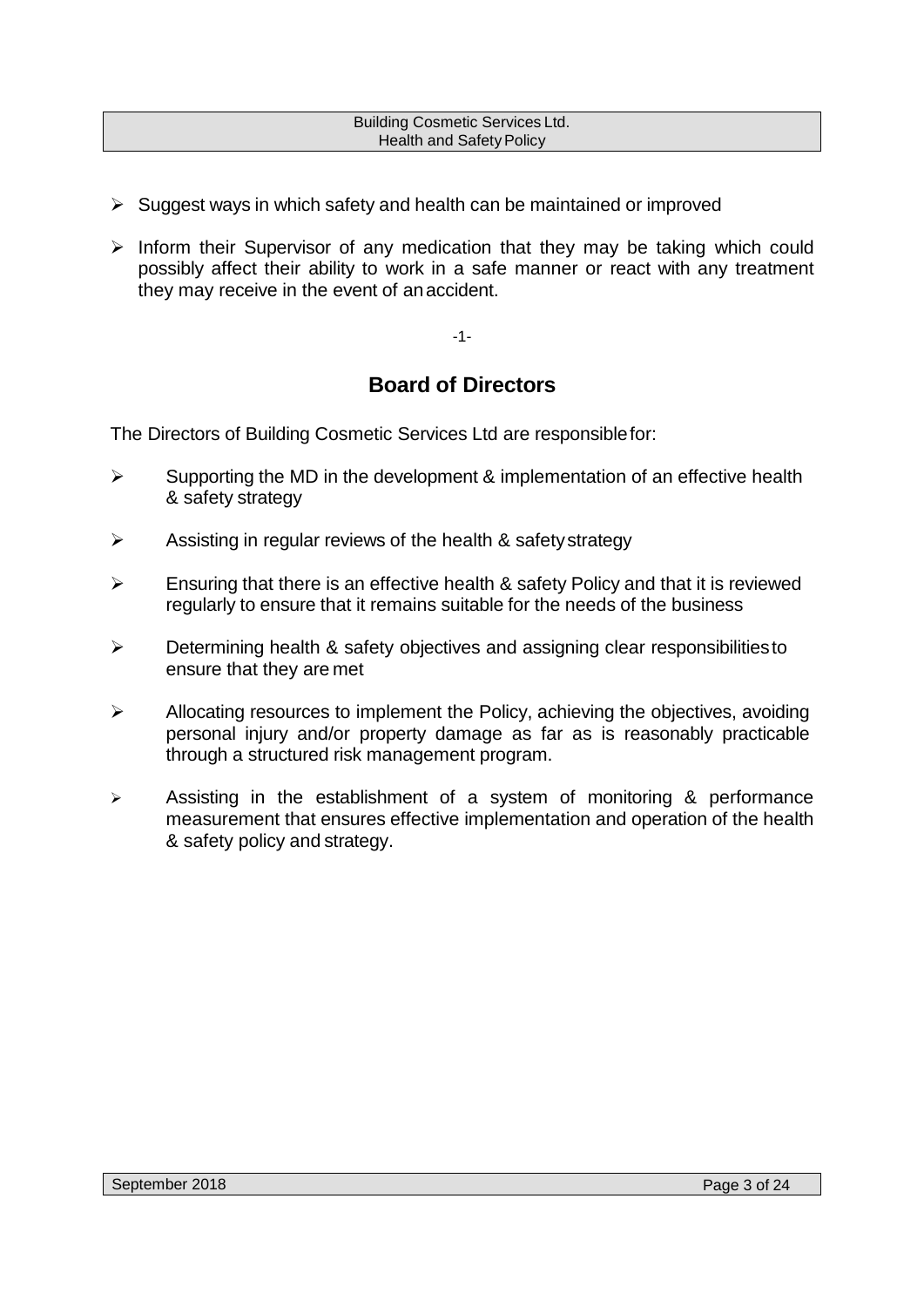- Suggest ways in which safety and health can be maintained or improved
- Inform their Supervisor of any medication that they may be taking which could possibly affect their ability to work in a safe manner or react with any treatment they may receive in the event of an accident.

-1-

## Board of Directors

The Directors of Building Cosmetic Services Ltd are responsible for:

- Supporting the MD in the development & implementation of an effective health & safety strategy
- Assisting in regular reviews of the health & safety strategy
- Ensuring that there is an effective health & safety Policy and that it is reviewed regularly to ensure that it remains suitable for the needs of the business
- Determining health & safety objectives and assigning clear responsibilities to ensure that they are met
- Allocating resources to implement the Policy, achieving the objectives, avoiding personal injury and/or property damage as far as is reasonably practicable through a structured risk management program.
- Assisting in the establishment of a system of monitoring & performance measurement that ensures effective implementation and operation of the health & safety policy and strategy.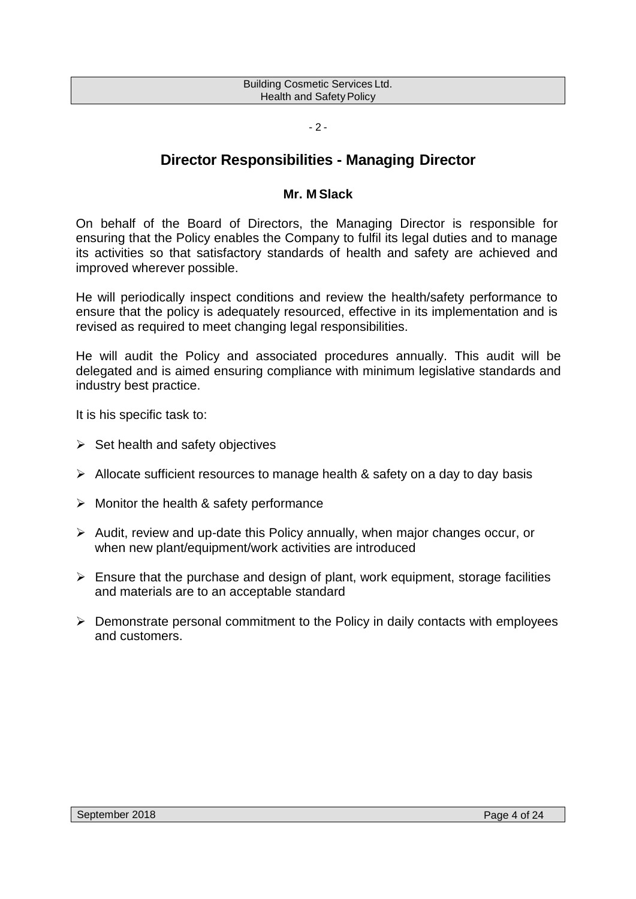# Director Responsibilities - Managing Director

**Mr. M Slack**

On behalf of the Board of Directors, the Managing Director is responsible for ensuring that the Policy enables the Company to fulfil its legal duties and to manage its activities so that satisfactory standards of health and safety are achieved and improved wherever possible.

He will periodically inspect conditions and review the health/safety performance to ensure that the policy is adequately resourced, effective in its implementation and is revised as required to meet changing legal responsibilities.

He will audit the Policy and associated procedures annually. This audit will be delegated and is aimed ensuring compliance with minimum legislative standards and industry best practice.

It is his specific task to:

- Set health and safety objectives
- Allocate sufficient resources to manage health & safety on a day to day basis
- Monitor the health & safety performance
- Audit, review and up-date this Policy annually, when major changes occur, or when new plant/equipment/work activities are introduced
- Ensure that the purchase and design of plant, work equipment, storage facilities and materials are to an acceptable standard
- Demonstrate personal commitment to the Policy in daily contacts with employees and customers.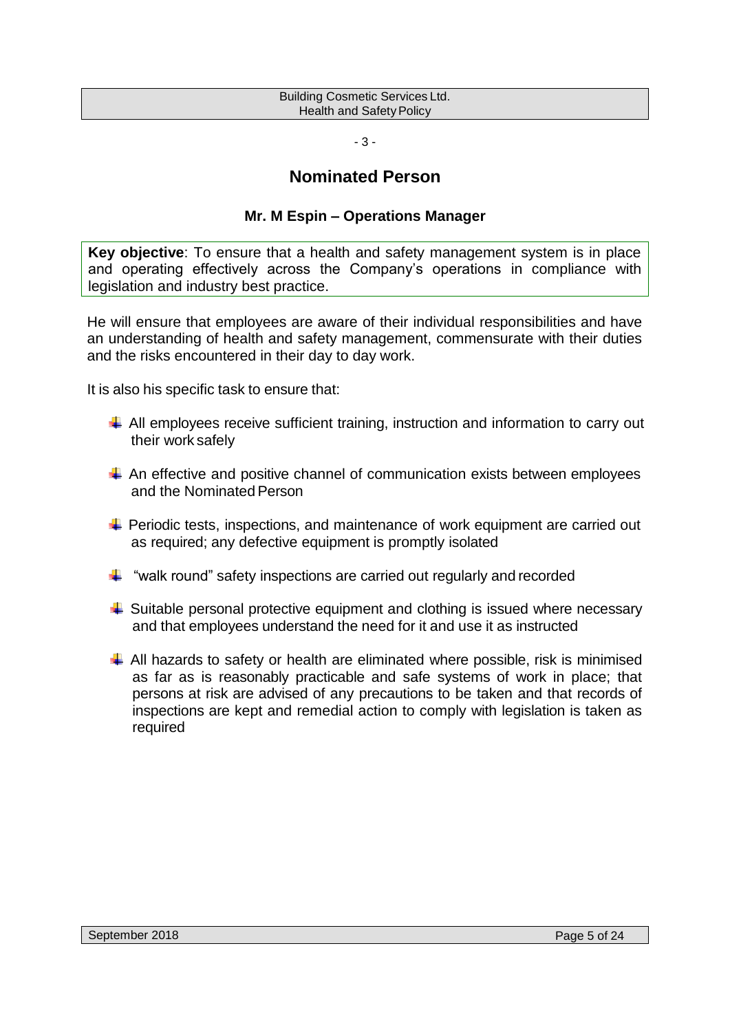## Nominated Person

### Mr. M Espin – Operations Manager

**Key objective**: To ensure that a health and safety management system is in place and operating effectively across the Company's operations in compliance with legislation and industry best practice.

He will ensure that employees are aware of their individual responsibilities and have an understanding of health and safety management, commensurate with their duties and the risks encountered in their day to day work.

It is also his specific task to ensure that:

- All employees receive sufficient training, instruction and information to carry out their work safely
- An effective and positive channel of communication exists between employees and the Nominated Person
- Periodic tests, inspections, and maintenance of work equipment are carried out as required; any defective equipment is promptly isolated
- "walk round" safety inspections are carried out regularly and recorded
- Suitable personal protective equipment and clothing is issued where necessary and that employees understand the need for it and use it as instructed
- All hazards to safety or health are eliminated where possible, risk is minimised as far as is reasonably practicable and safe systems of work in place; that persons at risk are advised of any precautions to be taken and that records of inspections are kept and remedial action to comply with legislation is taken as required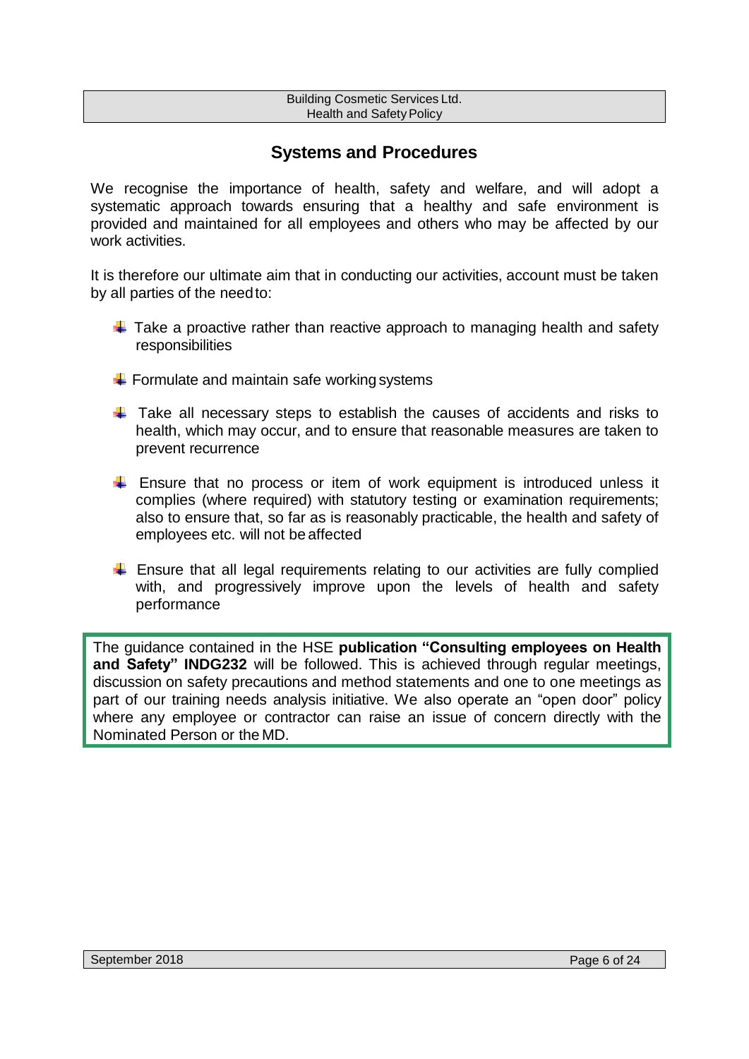## Systems and Procedures

We recognise the importance of health, safety and welfare, and will adopt a systematic approach towards ensuring that a healthy and safe environment is provided and maintained for all employees and others who may be affected by our work activities.

It is therefore our ultimate aim that in conducting our activities, account must be taken by all parties of the need to:

- Take a proactive rather than reactive approach to managing health and safety responsibilities
- Formulate and maintain safe working systems
- Take all necessary steps to establish the causes of accidents and risks to health, which may occur, and to ensure that reasonable measures are taken to prevent recurrence
- Ensure that no process or item of work equipment is introduced unless it complies (where required) with statutory testing or examination requirements; also to ensure that, so far as is reasonably practicable, the health and safety of employees etc. will not be affected
- Ensure that all legal requirements relating to our activities are fully complied with, and progressively improve upon the levels of health and safety performance

The guidance contained in the HSE **publication "Consulting employees on Health and Safety" INDG232** will be followed. This is achieved through regular meetings, discussion on safety precautions and method statements and one to one meetings as part of our training needs analysis initiative. We also operate an "open door" policy where any employee or contractor can raise an issue of concern directly with the Nominated Person or the MD.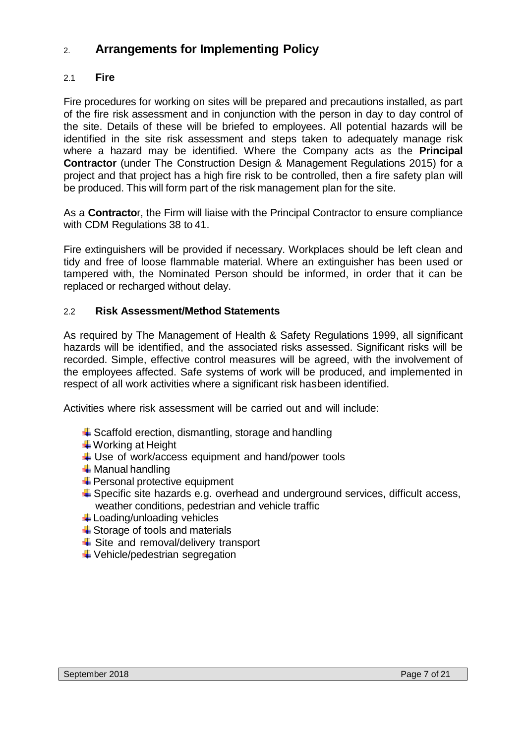## 2. Arrangements for Implementing Policy

### 2.1 Fire

Fire procedures for working on sites will be prepared and precautions installed, as part of the fire risk assessment and in conjunction with the person in day to day control of the site. Details of these will be briefed to employees. All potential hazards will be identified in the site risk assessment and steps taken to adequately manage risk where a hazard may be identified. Where the Company acts as the **Principal Contractor** (under The Construction Design & Management Regulations 2015) for a project and that project has a high fire risk to be controlled, then a fire safety plan will be produced. This will form part of the risk management plan for the site.

As a **Contracto**r, the Firm will liaise with the Principal Contractor to ensure compliance with CDM Regulations 38 to 41.

Fire extinguishers will be provided if necessary. Workplaces should be left clean and tidy and free of loose flammable material. Where an extinguisher has been used or tampered with, the Nominated Person should be informed, in order that it can be replaced or recharged without delay.

### 2.2 Risk Assessment/Method Statements

As required by The Management of Health & Safety Regulations 1999, all significant hazards will be identified, and the associated risks assessed. Significant risks will be recorded. Simple, effective control measures will be agreed, with the involvement of the employees affected. Safe systems of work will be produced, and implemented in respect of all work activities where a significant risk hasbeen identified.

Activities where risk assessment will be carried out and will include:

- Scaffold erection, dismantling, storage and handling
- Working at Height
- Use of work/access equipment and hand/power tools
- Manual handling
- Personal protective equipment
- Specific site hazards e.g. overhead and underground services, difficult access, weather conditions, pedestrian and vehicle traffic
- Loading/unloading vehicles
- Storage of tools and materials
- Site and removal/delivery transport
- Vehicle/pedestrian segregation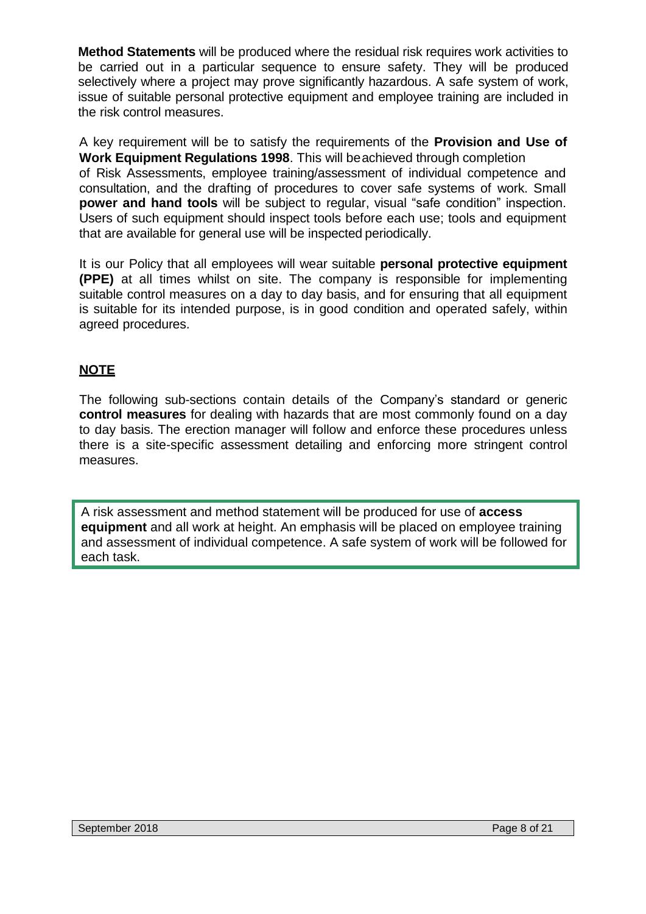**Method Statements** will be produced where the residual risk requires work activities to be carried out in a particular sequence to ensure safety. They will be produced selectively where a project may prove significantly hazardous. A safe system of work, issue of suitable personal protective equipment and employee training are included in the risk control measures.

A key requirement will be to satisfy the requirements of the **Provision and Use of Work Equipment Regulations 1998**. This will be achieved through completion of Risk Assessments, employee training/assessment of individual competence and consultation, and the drafting of procedures to cover safe systems of work. Small **power and hand tools** will be subject to regular, visual "safe condition" inspection. Users of such equipment should inspect tools before each use; tools and equipment that are available for general use will be inspected periodically.

It is our Policy that all employees will wear suitable **personal protective equipment (PPE)** at all times whilst on site. The company is responsible for implementing suitable control measures on a day to day basis, and for ensuring that all equipment is suitable for its intended purpose, is in good condition and operated safely, within agreed procedures.

## NOTE

The following sub-sections contain details of the Company's standard or generic **control measures** for dealing with hazards that are most commonly found on a day to day basis. The erection manager will follow and enforce these procedures unless there is a site-specific assessment detailing and enforcing more stringent control measures.

A risk assessment and method statement will be produced for use of **access equipment** and all work at height. An emphasis will be placed on employee training and assessment of individual competence. A safe system of work will be followed for each task.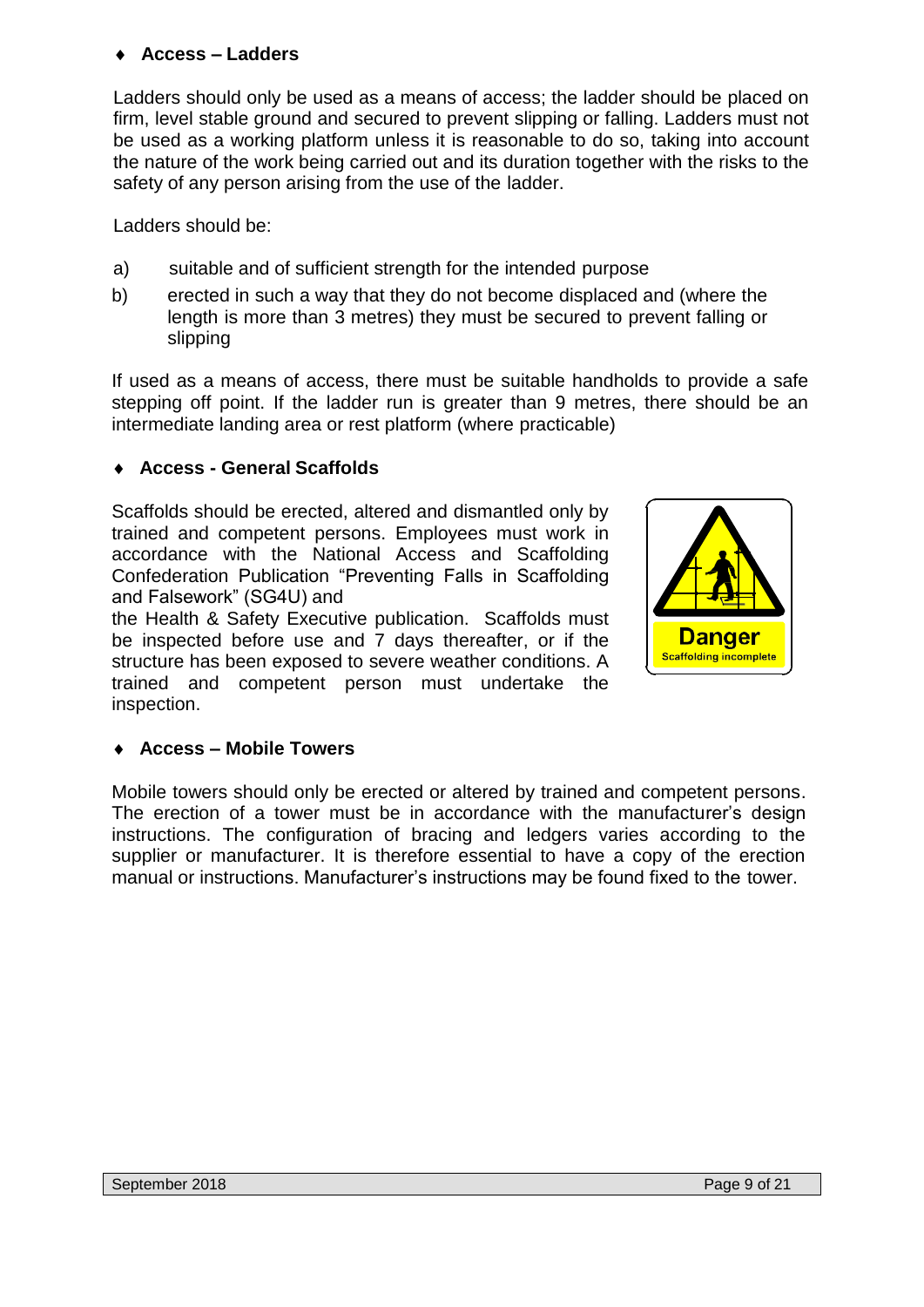- **Access – Ladders**

Ladders should only be used as a means of access; the ladder should be placed on firm, level stable ground and secured to prevent slipping or falling. Ladders must not be used as a working platform unless it is reasonable to do so, taking into account the nature of the work being carried out and its duration together with the risks to the safety of any person arising from the use of the ladder.

Ladders should be:

a) suitable and of sufficient strength for the intended purpose

b) erected in such a way that they do not become displaced and (where the length is more than 3 metres) they must be secured to prevent falling or slipping

If used as a means of access, there must be suitable handholds to provide a safe stepping off point. If the ladder run is greater than 9 metres, there should be an intermediate landing area or rest platform (where practicable)

- **Access - General Scaffolds**

Scaffolds should be erected, altered and dismantled only by trained and competent persons. Employees must work in accordance with the National Access and Scaffolding Confederation Publication "Preventing Falls in Scaffolding and Falsework" (SG4U) and the Health & Safety Executive publication. Scaffolds must be inspected before use and 7 days thereafter, or if the structure has been exposed to severe weather conditions. A trained and competent person must undertake the inspection.

- **Access – Mobile Towers**

Mobile towers should only be erected or altered by trained and competent persons. The erection of a tower must be in accordance with the manufacturer's design instructions. The configuration of bracing and ledgers varies according to the supplier or manufacturer. It is therefore essential to have a copy of the erection manual or instructions. Manufacturer's instructions may be found fixed to the tower.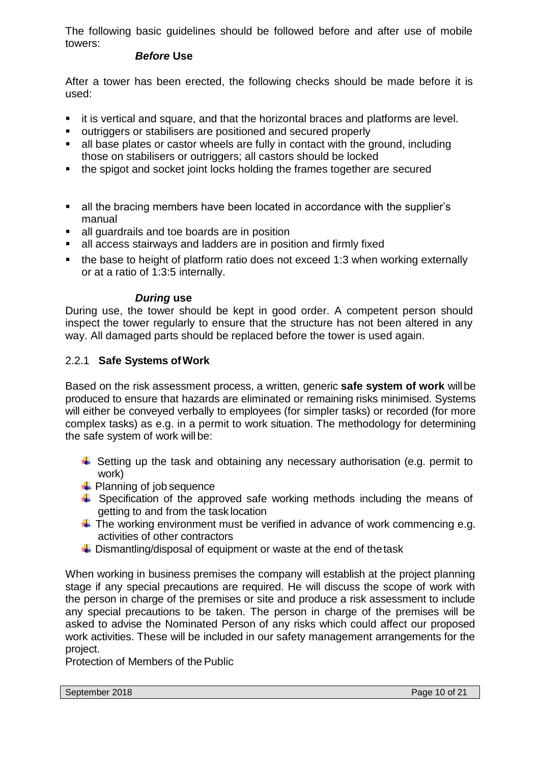The following basic guidelines should be followed before and after use of mobile towers:

### *Before* Use

After a tower has been erected, the following checks should be made before it is used:

- it is vertical and square, and that the horizontal braces and platforms are level.
- outriggers or stabilisers are positioned and secured properly
- all base plates or castor wheels are fully in contact with the ground, including those on stabilisers or outriggers; all castors should be locked
- the spigot and socket joint locks holding the frames together are secured

- all the bracing members have been located in accordance with the supplier's manual
- all guardrails and toe boards are in position
- all access stairways and ladders are in position and firmly fixed
- the base to height of platform ratio does not exceed 1:3 when working externally or at a ratio of 1:3:5 internally.

### *During* use

During use, the tower should be kept in good order. A competent person should inspect the tower regularly to ensure that the structure has not been altered in any way. All damaged parts should be replaced before the tower is used again.

## 2.2.1 Safe Systems of Work

Based on the risk assessment process, a written, generic **safe system of work** will be produced to ensure that hazards are eliminated or remaining risks minimised. Systems will either be conveyed verbally to employees (for simpler tasks) or recorded (for more complex tasks) as e.g. in a permit to work situation. The methodology for determining the safe system of work will be:

- Setting up the task and obtaining any necessary authorisation (e.g. permit to work)
- Planning of job sequence
- Specification of the approved safe working methods including the means of getting to and from the task location
- The working environment must be verified in advance of work commencing e.g. activities of other contractors
- Dismantling/disposal of equipment or waste at the end of the task

When working in business premises the company will establish at the project planning stage if any special precautions are required. He will discuss the scope of work with the person in charge of the premises or site and produce a risk assessment to include any special precautions to be taken. The person in charge of the premises will be asked to advise the Nominated Person of any risks which could affect our proposed work activities. These will be included in our safety management arrangements for the project.

Protection of Members of the Public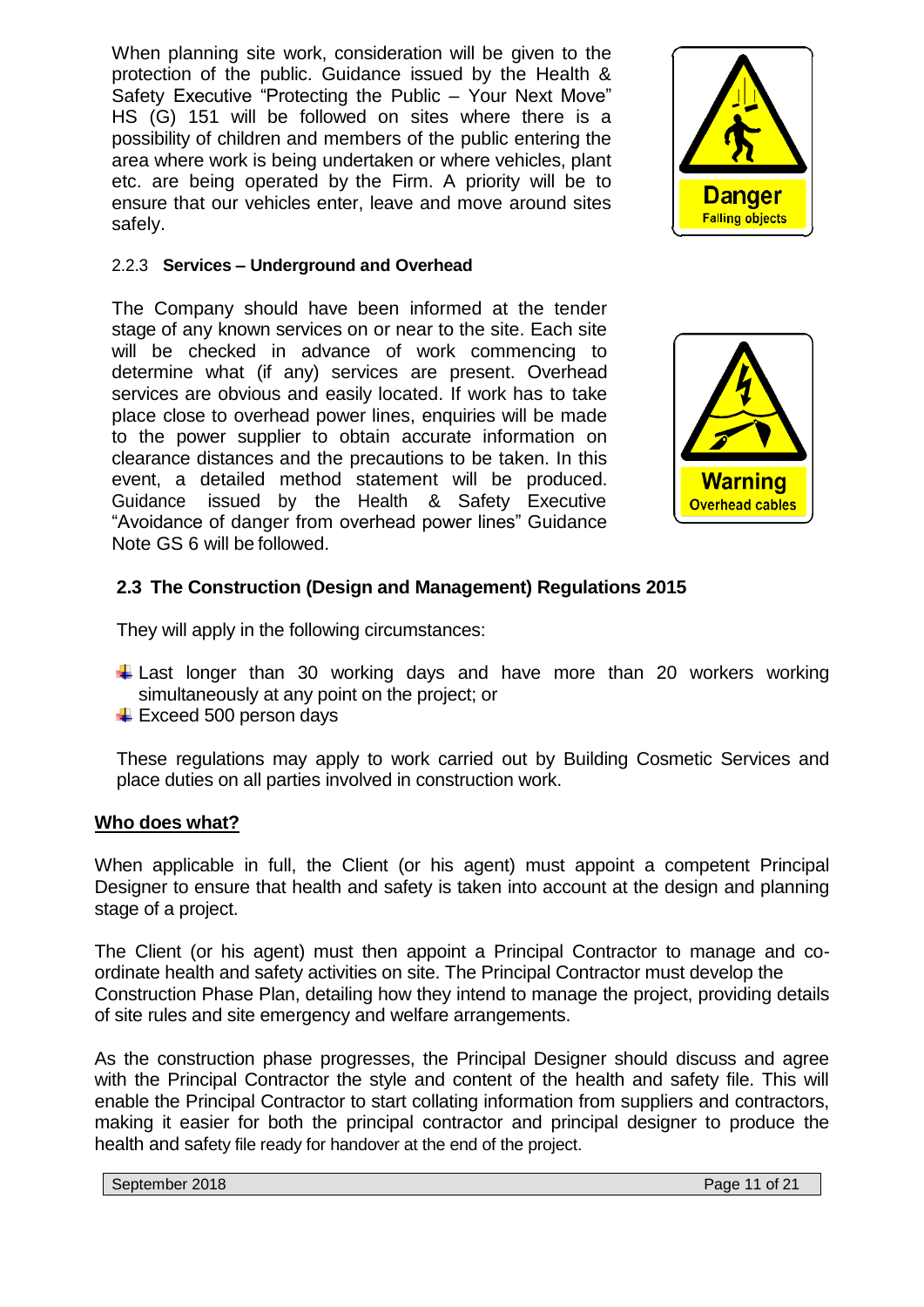When planning site work, consideration will be given to the protection of the public. Guidance issued by the Health & Safety Executive "Protecting the Public – Your Next Move" HS (G) 151 will be followed on sites where there is a possibility of children and members of the public entering the area where work is being undertaken or where vehicles, plant etc. are being operated by the Firm. A priority will be to ensure that our vehicles enter, leave and move around sites safely.

#### 2.2.3 Services – Underground and Overhead

The Company should have been informed at the tender stage of any known services on or near to the site. Each site will be checked in advance of work commencing to determine what (if any) services are present. Overhead services are obvious and easily located. If work has to take place close to overhead power lines, enquiries will be made to the power supplier to obtain accurate information on clearance distances and the precautions to be taken. In this event, a detailed method statement will be produced. Guidance issued by the Health & Safety Executive "Avoidance of danger from overhead power lines" Guidance Note GS 6 will be followed.

### 2.3 The Construction (Design and Management) Regulations 2015

They will apply in the following circumstances:

- Last longer than 30 working days and have more than 20 workers working simultaneously at any point on the project; or
- Exceed 500 person days

These regulations may apply to work carried out by Building Cosmetic Services and place duties on all parties involved in construction work.

**Who does what?**

When applicable in full, the Client (or his agent) must appoint a competent Principal Designer to ensure that health and safety is taken into account at the design and planning stage of a project.

The Client (or his agent) must then appoint a Principal Contractor to manage and co-ordinate health and safety activities on site. The Principal Contractor must develop the Construction Phase Plan, detailing how they intend to manage the project, providing details of site rules and site emergency and welfare arrangements.

As the construction phase progresses, the Principal Designer should discuss and agree with the Principal Contractor the style and content of the health and safety file. This will enable the Principal Contractor to start collating information from suppliers and contractors, making it easier for both the principal contractor and principal designer to produce the health and safety file ready for handover at the end of the project.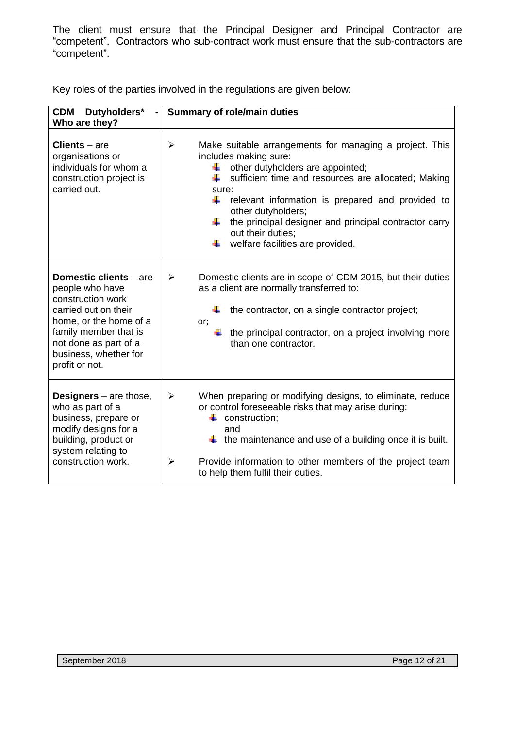The client must ensure that the Principal Designer and Principal Contractor are "competent". Contractors who sub-contract work must ensure that the sub-contractors are "competent".

Key roles of the parties involved in the regulations are given below:

| **CDM Dutyholders* - Who are they?** | **Summary of role/main duties** |
|---|---|
| **Clients** – are organisations or individuals for whom a construction project is carried out. | ➢ Make suitable arrangements for managing a project. This includes making sure: <br> • other dutyholders are appointed; <br> • sufficient time and resources are allocated; Making sure: <br> • relevant information is prepared and provided to other dutyholders; <br> • the principal designer and principal contractor carry out their duties; <br> • welfare facilities are provided. |
| **Domestic clients** – are people who have construction work carried out on their home, or the home of a family member that is not done as part of a business, whether for profit or not. | ➢ Domestic clients are in scope of CDM 2015, but their duties as a client are normally transferred to: <br> • the contractor, on a single contractor project; <br> or; <br> • the principal contractor, on a project involving more than one contractor. |
| **Designers** – are those, who as part of a business, prepare or modify designs for a building, product or system relating to construction work. | ➢ When preparing or modifying designs, to eliminate, reduce or control foreseeable risks that may arise during: <br> • construction; <br> and <br> • the maintenance and use of a building once it is built. <br> ➢ Provide information to other members of the project team to help them fulfil their duties. |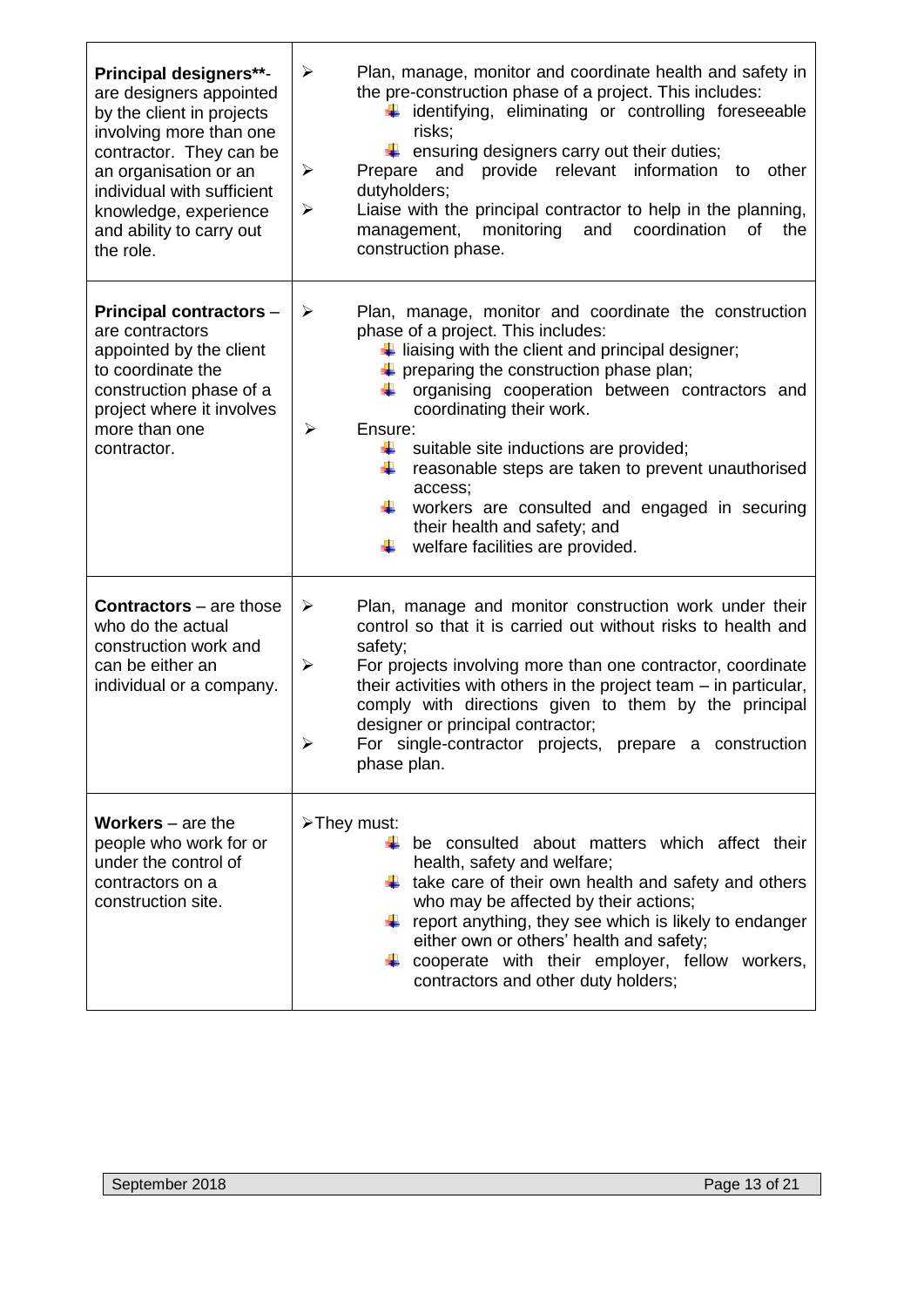| | |
|---|---|
| **Principal designers****- are designers appointed by the client in projects involving more than one contractor. They can be an organisation or an individual with sufficient knowledge, experience and ability to carry out the role. | ➢ Plan, manage, monitor and coordinate health and safety in the pre-construction phase of a project. This includes:<br>• identifying, eliminating or controlling foreseeable risks;<br>• ensuring designers carry out their duties;<br>➢ Prepare and provide relevant information to other dutyholders;<br>➢ Liaise with the principal contractor to help in the planning, management, monitoring and coordination of the construction phase. |
| **Principal contractors** – are contractors appointed by the client to coordinate the construction phase of a project where it involves more than one contractor. | ➢ Plan, manage, monitor and coordinate the construction phase of a project. This includes:<br>• liaising with the client and principal designer;<br>• preparing the construction phase plan;<br>• organising cooperation between contractors and coordinating their work.<br>➢ Ensure:<br>• suitable site inductions are provided;<br>• reasonable steps are taken to prevent unauthorised access;<br>• workers are consulted and engaged in securing their health and safety; and<br>• welfare facilities are provided. |
| **Contractors** – are those who do the actual construction work and can be either an individual or a company. | ➢ Plan, manage and monitor construction work under their control so that it is carried out without risks to health and safety;<br>➢ For projects involving more than one contractor, coordinate their activities with others in the project team – in particular, comply with directions given to them by the principal designer or principal contractor;<br>➢ For single-contractor projects, prepare a construction phase plan. |
| **Workers** – are the people who work for or under the control of contractors on a construction site. | ➢ They must:<br>• be consulted about matters which affect their health, safety and welfare;<br>• take care of their own health and safety and others who may be affected by their actions;<br>• report anything, they see which is likely to endanger either own or others' health and safety;<br>• cooperate with their employer, fellow workers, contractors and other duty holders; |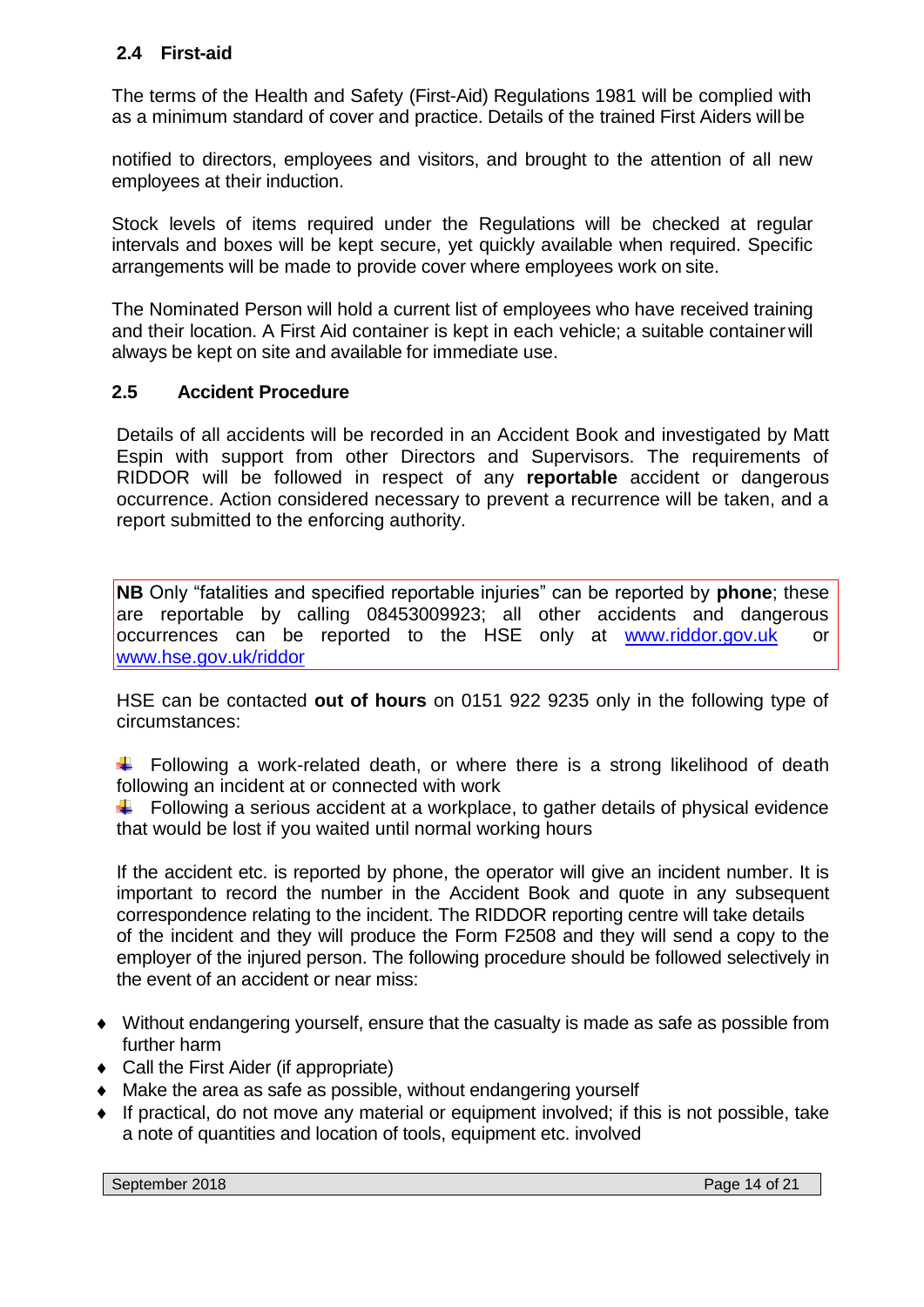### 2.4 First-aid

The terms of the Health and Safety (First-Aid) Regulations 1981 will be complied with as a minimum standard of cover and practice. Details of the trained First Aiders will be

notified to directors, employees and visitors, and brought to the attention of all new employees at their induction.

Stock levels of items required under the Regulations will be checked at regular intervals and boxes will be kept secure, yet quickly available when required. Specific arrangements will be made to provide cover where employees work on site.

The Nominated Person will hold a current list of employees who have received training and their location. A First Aid container is kept in each vehicle; a suitable container will always be kept on site and available for immediate use.

### 2.5 Accident Procedure

Details of all accidents will be recorded in an Accident Book and investigated by Matt Espin with support from other Directors and Supervisors. The requirements of RIDDOR will be followed in respect of any **reportable** accident or dangerous occurrence. Action considered necessary to prevent a recurrence will be taken, and a report submitted to the enforcing authority.

**NB** Only "fatalities and specified reportable injuries" can be reported by **phone**; these are reportable by calling 08453009923; all other accidents and dangerous occurrences can be reported to the HSE only at www.riddor.gov.uk or www.hse.gov.uk/riddor

HSE can be contacted **out of hours** on 0151 922 9235 only in the following type of circumstances:

- Following a work-related death, or where there is a strong likelihood of death following an incident at or connected with work
- Following a serious accident at a workplace, to gather details of physical evidence that would be lost if you waited until normal working hours

If the accident etc. is reported by phone, the operator will give an incident number. It is important to record the number in the Accident Book and quote in any subsequent correspondence relating to the incident. The RIDDOR reporting centre will take details of the incident and they will produce the Form F2508 and they will send a copy to the employer of the injured person. The following procedure should be followed selectively in the event of an accident or near miss:

- Without endangering yourself, ensure that the casualty is made as safe as possible from further harm
- Call the First Aider (if appropriate)
- Make the area as safe as possible, without endangering yourself
- If practical, do not move any material or equipment involved; if this is not possible, take a note of quantities and location of tools, equipment etc. involved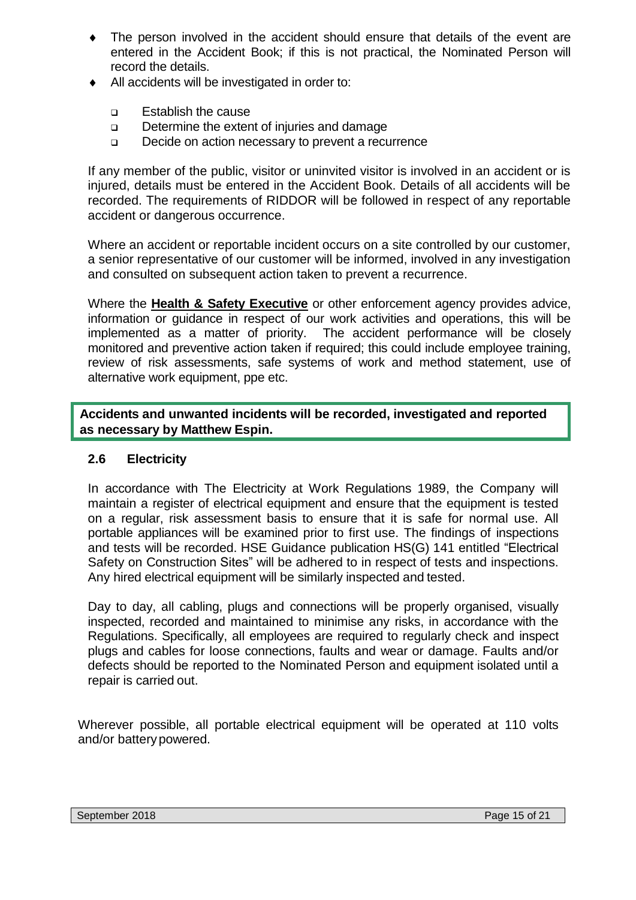- The person involved in the accident should ensure that details of the event are entered in the Accident Book; if this is not practical, the Nominated Person will record the details.
- All accidents will be investigated in order to:
  - Establish the cause
  - Determine the extent of injuries and damage
  - Decide on action necessary to prevent a recurrence

If any member of the public, visitor or uninvited visitor is involved in an accident or is injured, details must be entered in the Accident Book. Details of all accidents will be recorded. The requirements of RIDDOR will be followed in respect of any reportable accident or dangerous occurrence.

Where an accident or reportable incident occurs on a site controlled by our customer, a senior representative of our customer will be informed, involved in any investigation and consulted on subsequent action taken to prevent a recurrence.

Where the **Health & Safety Executive** or other enforcement agency provides advice, information or guidance in respect of our work activities and operations, this will be implemented as a matter of priority. The accident performance will be closely monitored and preventive action taken if required; this could include employee training, review of risk assessments, safe systems of work and method statement, use of alternative work equipment, ppe etc.

**Accidents and unwanted incidents will be recorded, investigated and reported as necessary by Matthew Espin.**

### 2.6 Electricity

In accordance with The Electricity at Work Regulations 1989, the Company will maintain a register of electrical equipment and ensure that the equipment is tested on a regular, risk assessment basis to ensure that it is safe for normal use. All portable appliances will be examined prior to first use. The findings of inspections and tests will be recorded. HSE Guidance publication HS(G) 141 entitled "Electrical Safety on Construction Sites" will be adhered to in respect of tests and inspections. Any hired electrical equipment will be similarly inspected and tested.

Day to day, all cabling, plugs and connections will be properly organised, visually inspected, recorded and maintained to minimise any risks, in accordance with the Regulations. Specifically, all employees are required to regularly check and inspect plugs and cables for loose connections, faults and wear or damage. Faults and/or defects should be reported to the Nominated Person and equipment isolated until a repair is carried out.

Wherever possible, all portable electrical equipment will be operated at 110 volts and/or battery powered.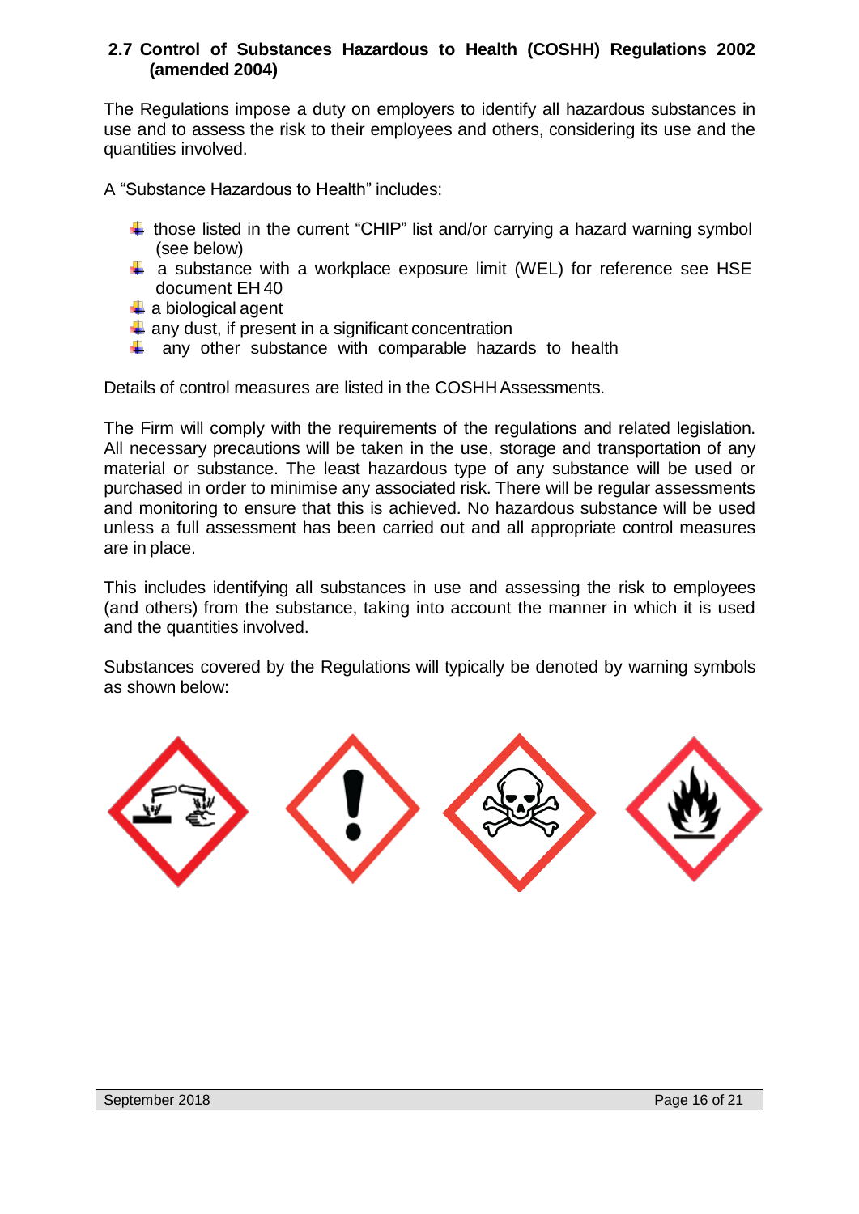### 2.7 Control of Substances Hazardous to Health (COSHH) Regulations 2002 (amended 2004)

The Regulations impose a duty on employers to identify all hazardous substances in use and to assess the risk to their employees and others, considering its use and the quantities involved.

A "Substance Hazardous to Health" includes:

- those listed in the current "CHIP" list and/or carrying a hazard warning symbol (see below)
- a substance with a workplace exposure limit (WEL) for reference see HSE document EH 40
- a biological agent
- any dust, if present in a significant concentration
- any other substance with comparable hazards to health

Details of control measures are listed in the COSHH Assessments.

The Firm will comply with the requirements of the regulations and related legislation. All necessary precautions will be taken in the use, storage and transportation of any material or substance. The least hazardous type of any substance will be used or purchased in order to minimise any associated risk. There will be regular assessments and monitoring to ensure that this is achieved. No hazardous substance will be used unless a full assessment has been carried out and all appropriate control measures are in place.

This includes identifying all substances in use and assessing the risk to employees (and others) from the substance, taking into account the manner in which it is used and the quantities involved.

Substances covered by the Regulations will typically be denoted by warning symbols as shown below: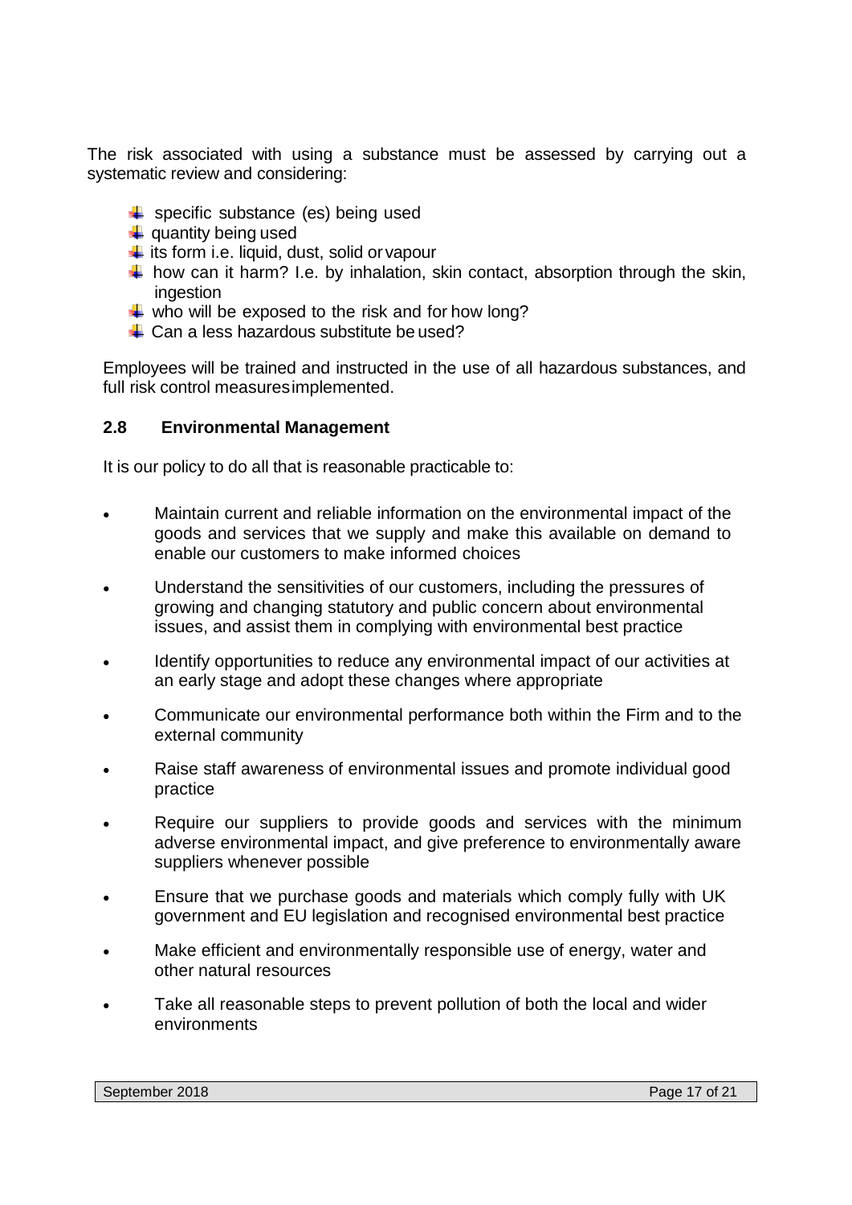The risk associated with using a substance must be assessed by carrying out a systematic review and considering:

- specific substance (es) being used
- quantity being used
- its form i.e. liquid, dust, solid or vapour
- how can it harm? I.e. by inhalation, skin contact, absorption through the skin, ingestion
- who will be exposed to the risk and for how long?
- Can a less hazardous substitute be used?

Employees will be trained and instructed in the use of all hazardous substances, and full risk control measures implemented.

### 2.8 Environmental Management

It is our policy to do all that is reasonable practicable to:

- Maintain current and reliable information on the environmental impact of the goods and services that we supply and make this available on demand to enable our customers to make informed choices
- Understand the sensitivities of our customers, including the pressures of growing and changing statutory and public concern about environmental issues, and assist them in complying with environmental best practice
- Identify opportunities to reduce any environmental impact of our activities at an early stage and adopt these changes where appropriate
- Communicate our environmental performance both within the Firm and to the external community
- Raise staff awareness of environmental issues and promote individual good practice
- Require our suppliers to provide goods and services with the minimum adverse environmental impact, and give preference to environmentally aware suppliers whenever possible
- Ensure that we purchase goods and materials which comply fully with UK government and EU legislation and recognised environmental best practice
- Make efficient and environmentally responsible use of energy, water and other natural resources
- Take all reasonable steps to prevent pollution of both the local and wider environments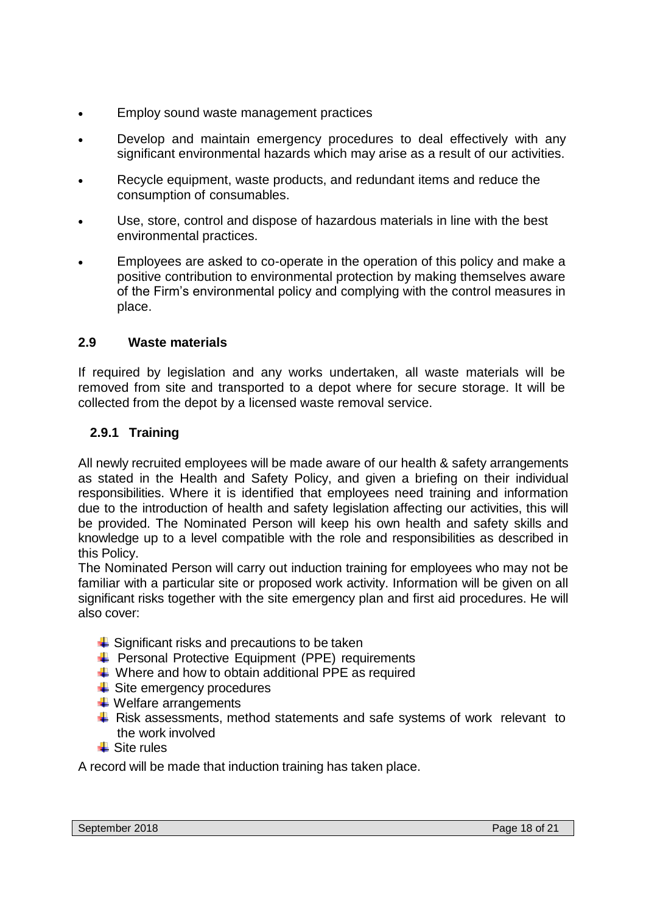- Employ sound waste management practices
- Develop and maintain emergency procedures to deal effectively with any significant environmental hazards which may arise as a result of our activities.
- Recycle equipment, waste products, and redundant items and reduce the consumption of consumables.
- Use, store, control and dispose of hazardous materials in line with the best environmental practices.
- Employees are asked to co-operate in the operation of this policy and make a positive contribution to environmental protection by making themselves aware of the Firm's environmental policy and complying with the control measures in place.

## 2.9 Waste materials

If required by legislation and any works undertaken, all waste materials will be removed from site and transported to a depot where for secure storage. It will be collected from the depot by a licensed waste removal service.

### 2.9.1 Training

All newly recruited employees will be made aware of our health & safety arrangements as stated in the Health and Safety Policy, and given a briefing on their individual responsibilities. Where it is identified that employees need training and information due to the introduction of health and safety legislation affecting our activities, this will be provided. The Nominated Person will keep his own health and safety skills and knowledge up to a level compatible with the role and responsibilities as described in this Policy.

The Nominated Person will carry out induction training for employees who may not be familiar with a particular site or proposed work activity. Information will be given on all significant risks together with the site emergency plan and first aid procedures. He will also cover:

- Significant risks and precautions to be taken
- Personal Protective Equipment (PPE) requirements
- Where and how to obtain additional PPE as required
- Site emergency procedures
- Welfare arrangements
- Risk assessments, method statements and safe systems of work relevant to the work involved
- Site rules

A record will be made that induction training has taken place.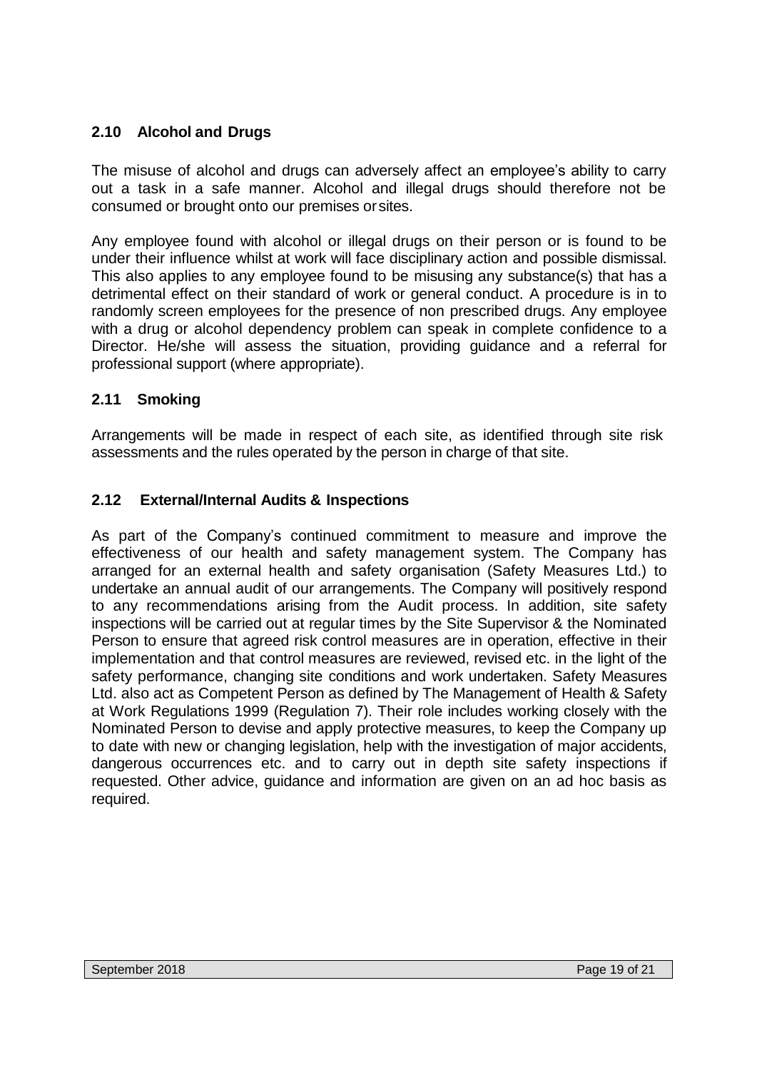## 2.10 Alcohol and Drugs

The misuse of alcohol and drugs can adversely affect an employee's ability to carry out a task in a safe manner. Alcohol and illegal drugs should therefore not be consumed or brought onto our premises or sites.

Any employee found with alcohol or illegal drugs on their person or is found to be under their influence whilst at work will face disciplinary action and possible dismissal. This also applies to any employee found to be misusing any substance(s) that has a detrimental effect on their standard of work or general conduct. A procedure is in to randomly screen employees for the presence of non prescribed drugs. Any employee with a drug or alcohol dependency problem can speak in complete confidence to a Director. He/she will assess the situation, providing guidance and a referral for professional support (where appropriate).

## 2.11 Smoking

Arrangements will be made in respect of each site, as identified through site risk assessments and the rules operated by the person in charge of that site.

## 2.12 External/Internal Audits & Inspections

As part of the Company's continued commitment to measure and improve the effectiveness of our health and safety management system. The Company has arranged for an external health and safety organisation (Safety Measures Ltd.) to undertake an annual audit of our arrangements. The Company will positively respond to any recommendations arising from the Audit process. In addition, site safety inspections will be carried out at regular times by the Site Supervisor & the Nominated Person to ensure that agreed risk control measures are in operation, effective in their implementation and that control measures are reviewed, revised etc. in the light of the safety performance, changing site conditions and work undertaken. Safety Measures Ltd. also act as Competent Person as defined by The Management of Health & Safety at Work Regulations 1999 (Regulation 7). Their role includes working closely with the Nominated Person to devise and apply protective measures, to keep the Company up to date with new or changing legislation, help with the investigation of major accidents, dangerous occurrences etc. and to carry out in depth site safety inspections if requested. Other advice, guidance and information are given on an ad hoc basis as required.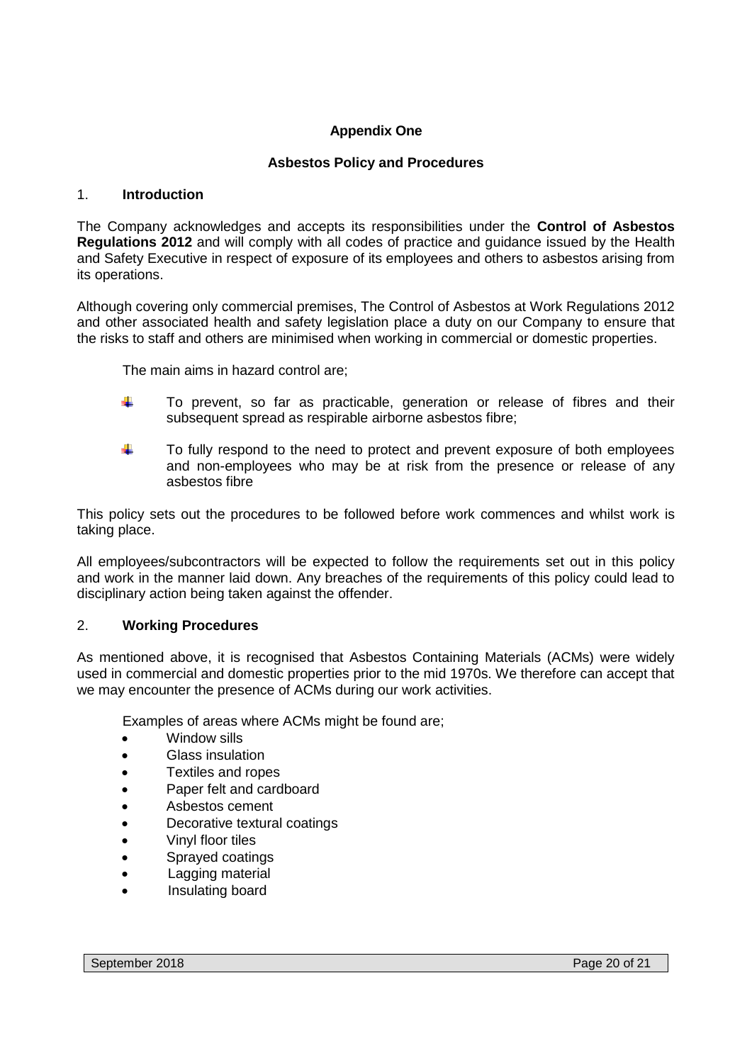**Appendix One**

**Asbestos Policy and Procedures**

## 1. **Introduction**

The Company acknowledges and accepts its responsibilities under the **Control of Asbestos Regulations 2012** and will comply with all codes of practice and guidance issued by the Health and Safety Executive in respect of exposure of its employees and others to asbestos arising from its operations.

Although covering only commercial premises, The Control of Asbestos at Work Regulations 2012 and other associated health and safety legislation place a duty on our Company to ensure that the risks to staff and others are minimised when working in commercial or domestic properties.

The main aims in hazard control are;

- To prevent, so far as practicable, generation or release of fibres and their subsequent spread as respirable airborne asbestos fibre;
- To fully respond to the need to protect and prevent exposure of both employees and non-employees who may be at risk from the presence or release of any asbestos fibre

This policy sets out the procedures to be followed before work commences and whilst work is taking place.

All employees/subcontractors will be expected to follow the requirements set out in this policy and work in the manner laid down. Any breaches of the requirements of this policy could lead to disciplinary action being taken against the offender.

## 2. **Working Procedures**

As mentioned above, it is recognised that Asbestos Containing Materials (ACMs) were widely used in commercial and domestic properties prior to the mid 1970s. We therefore can accept that we may encounter the presence of ACMs during our work activities.

Examples of areas where ACMs might be found are;

- Window sills
- Glass insulation
- Textiles and ropes
- Paper felt and cardboard
- Asbestos cement
- Decorative textural coatings
- Vinyl floor tiles
- Sprayed coatings
- Lagging material
- Insulating board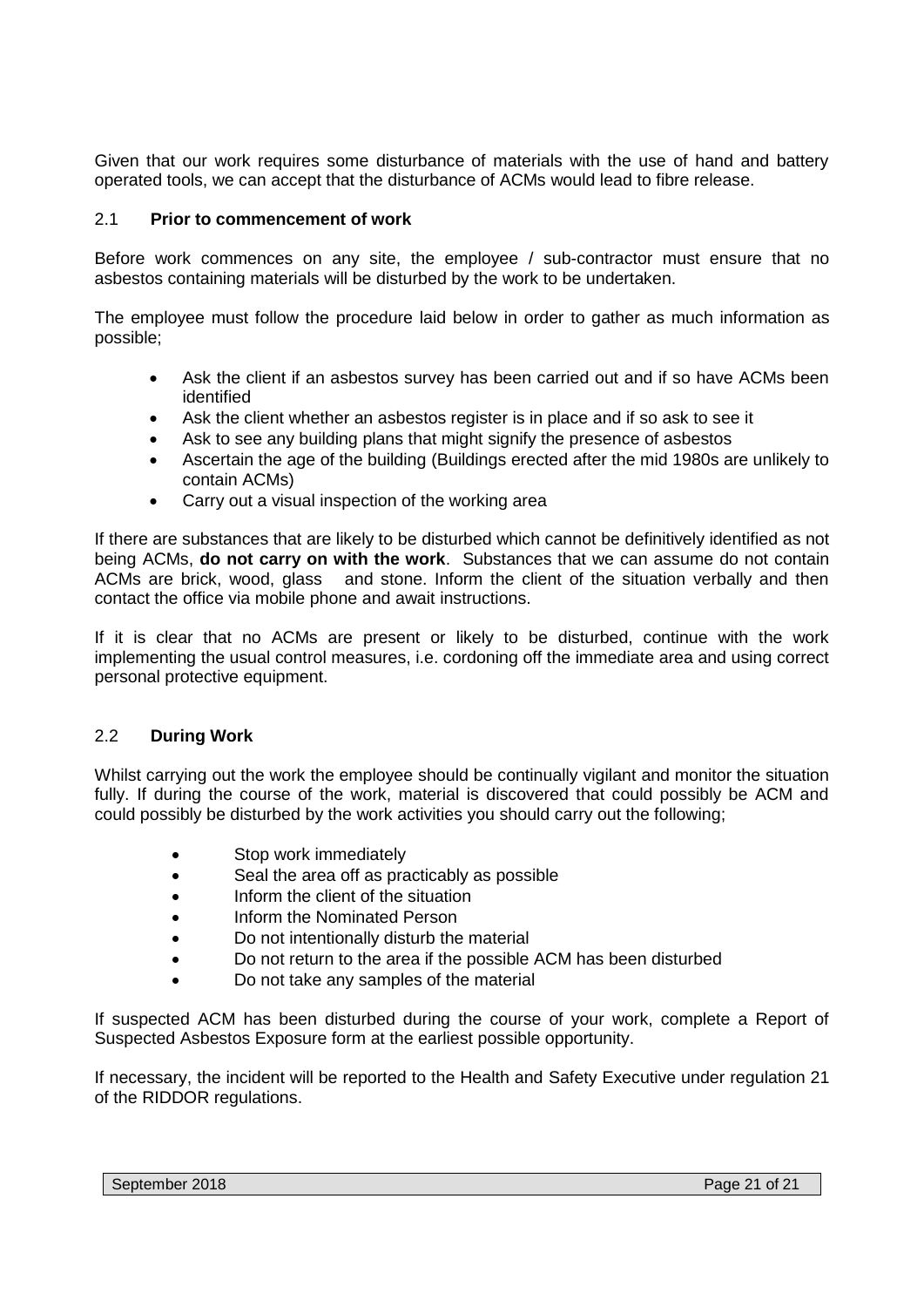Given that our work requires some disturbance of materials with the use of hand and battery operated tools, we can accept that the disturbance of ACMs would lead to fibre release.

## 2.1 **Prior to commencement of work**

Before work commences on any site, the employee / sub-contractor must ensure that no asbestos containing materials will be disturbed by the work to be undertaken.

The employee must follow the procedure laid below in order to gather as much information as possible;

- Ask the client if an asbestos survey has been carried out and if so have ACMs been identified
- Ask the client whether an asbestos register is in place and if so ask to see it
- Ask to see any building plans that might signify the presence of asbestos
- Ascertain the age of the building (Buildings erected after the mid 1980s are unlikely to contain ACMs)
- Carry out a visual inspection of the working area

If there are substances that are likely to be disturbed which cannot be definitively identified as not being ACMs, **do not carry on with the work**. Substances that we can assume do not contain ACMs are brick, wood, glass and stone. Inform the client of the situation verbally and then contact the office via mobile phone and await instructions.

If it is clear that no ACMs are present or likely to be disturbed, continue with the work implementing the usual control measures, i.e. cordoning off the immediate area and using correct personal protective equipment.

## 2.2 **During Work**

Whilst carrying out the work the employee should be continually vigilant and monitor the situation fully. If during the course of the work, material is discovered that could possibly be ACM and could possibly be disturbed by the work activities you should carry out the following;

- Stop work immediately
- Seal the area off as practicably as possible
- Inform the client of the situation
- Inform the Nominated Person
- Do not intentionally disturb the material
- Do not return to the area if the possible ACM has been disturbed
- Do not take any samples of the material

If suspected ACM has been disturbed during the course of your work, complete a Report of Suspected Asbestos Exposure form at the earliest possible opportunity.

If necessary, the incident will be reported to the Health and Safety Executive under regulation 21 of the RIDDOR regulations.